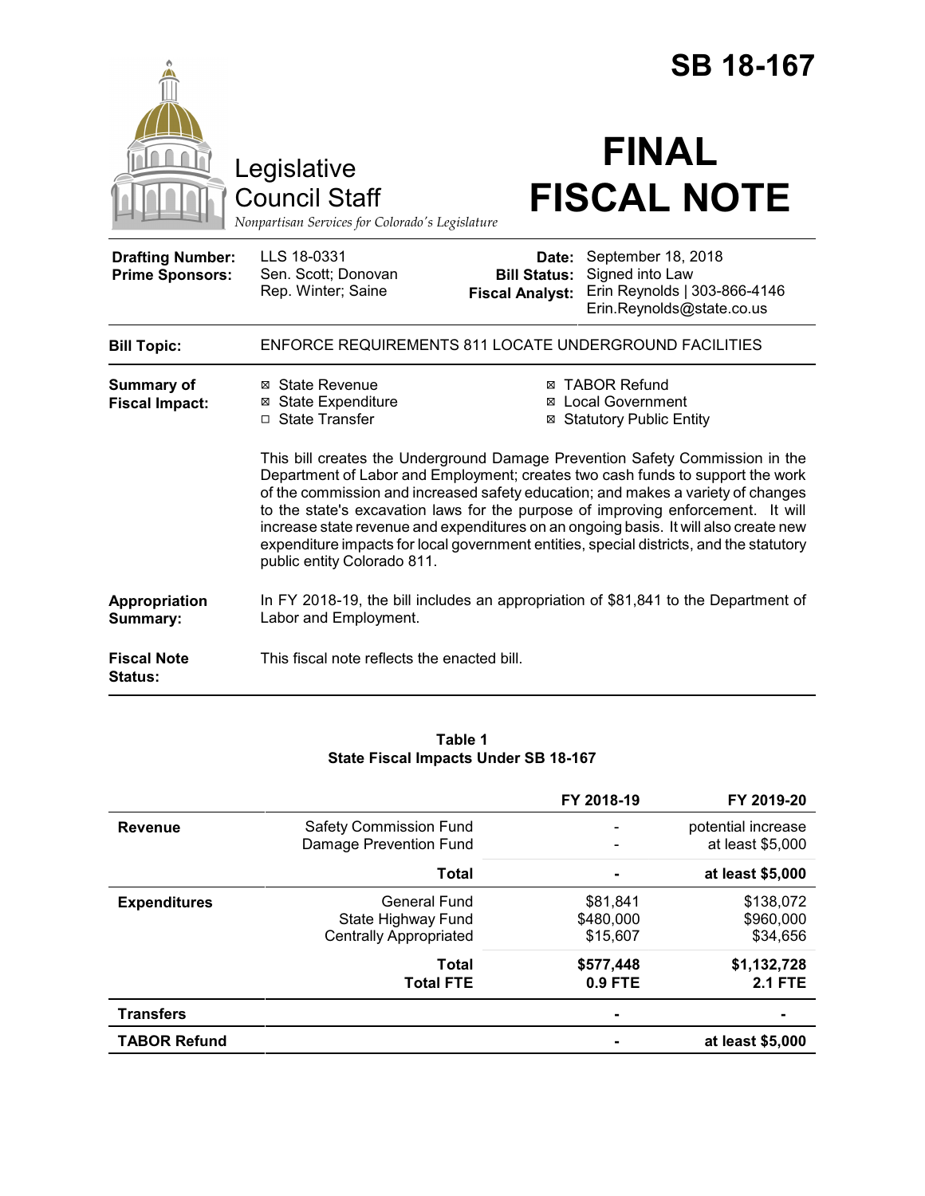# SB 18-167

Legislative Council Staff

*Nonpartisan Services for Colorado's Legislature*

# FINAL FISCAL NOTE

| | | | |
|---|---|---|---|
| **Drafting Number:** | LLS 18-0331 | **Date:** | September 18, 2018 |
| **Prime Sponsors:** | Sen. Scott; Donovan<br>Rep. Winter; Saine | **Bill Status:** | Signed into Law |
| | | **Fiscal Analyst:** | Erin Reynolds \| 303-866-4146<br>Erin.Reynolds@state.co.us |

**Bill Topic:** ENFORCE REQUIREMENTS 811 LOCATE UNDERGROUND FACILITIES

**Summary of Fiscal Impact:**

- ☒ State Revenue
- ☒ State Expenditure
- ☐ State Transfer
- ☒ TABOR Refund
- ☒ Local Government
- ☒ Statutory Public Entity

This bill creates the Underground Damage Prevention Safety Commission in the Department of Labor and Employment; creates two cash funds to support the work of the commission and increased safety education; and makes a variety of changes to the state's excavation laws for the purpose of improving enforcement. It will increase state revenue and expenditures on an ongoing basis. It will also create new expenditure impacts for local government entities, special districts, and the statutory public entity Colorado 811.

**Appropriation Summary:** In FY 2018-19, the bill includes an appropriation of $81,841 to the Department of Labor and Employment.

**Fiscal Note Status:** This fiscal note reflects the enacted bill.

**Table 1**
**State Fiscal Impacts Under SB 18-167**

| | | FY 2018-19 | FY 2019-20 |
|---|---|---|---|
| **Revenue** | Safety Commission Fund | - | potential increase |
| | Damage Prevention Fund | - | at least $5,000 |
| | **Total** | **-** | **at least $5,000** |
| **Expenditures** | General Fund | $81,841 | $138,072 |
| | State Highway Fund | $480,000 | $960,000 |
| | Centrally Appropriated | $15,607 | $34,656 |
| | **Total** | **$577,448** | **$1,132,728** |
| | **Total FTE** | **0.9 FTE** | **2.1 FTE** |
| **Transfers** | | - | - |
| **TABOR Refund** | | - | **at least $5,000** |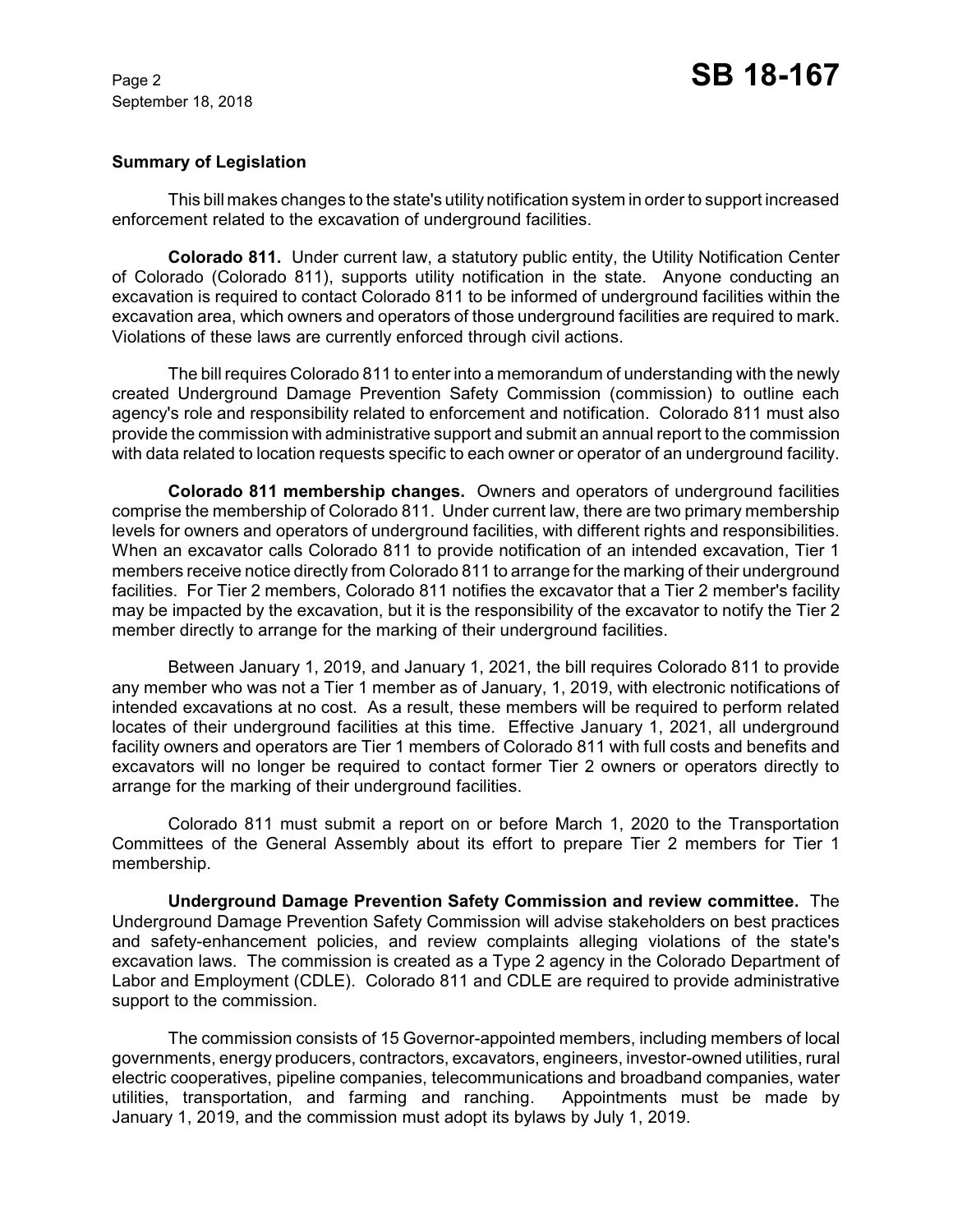**Summary of Legislation**

This bill makes changes to the state's utility notification system in order to support increased enforcement related to the excavation of underground facilities.

**Colorado 811.** Under current law, a statutory public entity, the Utility Notification Center of Colorado (Colorado 811), supports utility notification in the state. Anyone conducting an excavation is required to contact Colorado 811 to be informed of underground facilities within the excavation area, which owners and operators of those underground facilities are required to mark. Violations of these laws are currently enforced through civil actions.

The bill requires Colorado 811 to enter into a memorandum of understanding with the newly created Underground Damage Prevention Safety Commission (commission) to outline each agency's role and responsibility related to enforcement and notification. Colorado 811 must also provide the commission with administrative support and submit an annual report to the commission with data related to location requests specific to each owner or operator of an underground facility.

**Colorado 811 membership changes.** Owners and operators of underground facilities comprise the membership of Colorado 811. Under current law, there are two primary membership levels for owners and operators of underground facilities, with different rights and responsibilities. When an excavator calls Colorado 811 to provide notification of an intended excavation, Tier 1 members receive notice directly from Colorado 811 to arrange for the marking of their underground facilities. For Tier 2 members, Colorado 811 notifies the excavator that a Tier 2 member's facility may be impacted by the excavation, but it is the responsibility of the excavator to notify the Tier 2 member directly to arrange for the marking of their underground facilities.

Between January 1, 2019, and January 1, 2021, the bill requires Colorado 811 to provide any member who was not a Tier 1 member as of January, 1, 2019, with electronic notifications of intended excavations at no cost. As a result, these members will be required to perform related locates of their underground facilities at this time. Effective January 1, 2021, all underground facility owners and operators are Tier 1 members of Colorado 811 with full costs and benefits and excavators will no longer be required to contact former Tier 2 owners or operators directly to arrange for the marking of their underground facilities.

Colorado 811 must submit a report on or before March 1, 2020 to the Transportation Committees of the General Assembly about its effort to prepare Tier 2 members for Tier 1 membership.

**Underground Damage Prevention Safety Commission and review committee.** The Underground Damage Prevention Safety Commission will advise stakeholders on best practices and safety-enhancement policies, and review complaints alleging violations of the state's excavation laws. The commission is created as a Type 2 agency in the Colorado Department of Labor and Employment (CDLE). Colorado 811 and CDLE are required to provide administrative support to the commission.

The commission consists of 15 Governor-appointed members, including members of local governments, energy producers, contractors, excavators, engineers, investor-owned utilities, rural electric cooperatives, pipeline companies, telecommunications and broadband companies, water utilities, transportation, and farming and ranching. Appointments must be made by January 1, 2019, and the commission must adopt its bylaws by July 1, 2019.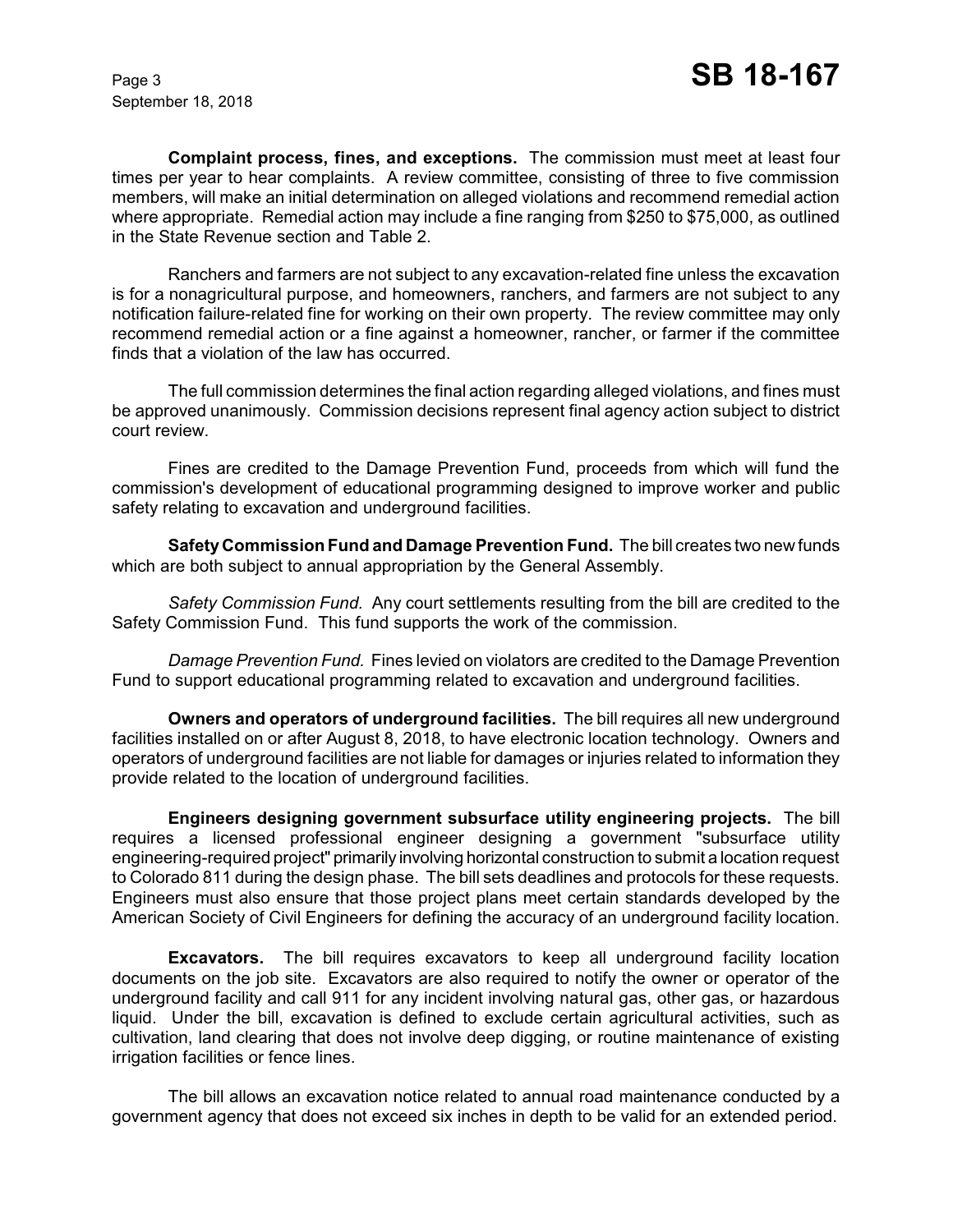**Complaint process, fines, and exceptions.** The commission must meet at least four times per year to hear complaints. A review committee, consisting of three to five commission members, will make an initial determination on alleged violations and recommend remedial action where appropriate. Remedial action may include a fine ranging from $250 to $75,000, as outlined in the State Revenue section and Table 2.

Ranchers and farmers are not subject to any excavation-related fine unless the excavation is for a nonagricultural purpose, and homeowners, ranchers, and farmers are not subject to any notification failure-related fine for working on their own property. The review committee may only recommend remedial action or a fine against a homeowner, rancher, or farmer if the committee finds that a violation of the law has occurred.

The full commission determines the final action regarding alleged violations, and fines must be approved unanimously. Commission decisions represent final agency action subject to district court review.

Fines are credited to the Damage Prevention Fund, proceeds from which will fund the commission's development of educational programming designed to improve worker and public safety relating to excavation and underground facilities.

**Safety Commission Fund and Damage Prevention Fund.** The bill creates two new funds which are both subject to annual appropriation by the General Assembly.

*Safety Commission Fund.* Any court settlements resulting from the bill are credited to the Safety Commission Fund. This fund supports the work of the commission.

*Damage Prevention Fund.* Fines levied on violators are credited to the Damage Prevention Fund to support educational programming related to excavation and underground facilities.

**Owners and operators of underground facilities.** The bill requires all new underground facilities installed on or after August 8, 2018, to have electronic location technology. Owners and operators of underground facilities are not liable for damages or injuries related to information they provide related to the location of underground facilities.

**Engineers designing government subsurface utility engineering projects.** The bill requires a licensed professional engineer designing a government "subsurface utility engineering-required project" primarily involving horizontal construction to submit a location request to Colorado 811 during the design phase. The bill sets deadlines and protocols for these requests. Engineers must also ensure that those project plans meet certain standards developed by the American Society of Civil Engineers for defining the accuracy of an underground facility location.

**Excavators.** The bill requires excavators to keep all underground facility location documents on the job site. Excavators are also required to notify the owner or operator of the underground facility and call 911 for any incident involving natural gas, other gas, or hazardous liquid. Under the bill, excavation is defined to exclude certain agricultural activities, such as cultivation, land clearing that does not involve deep digging, or routine maintenance of existing irrigation facilities or fence lines.

The bill allows an excavation notice related to annual road maintenance conducted by a government agency that does not exceed six inches in depth to be valid for an extended period.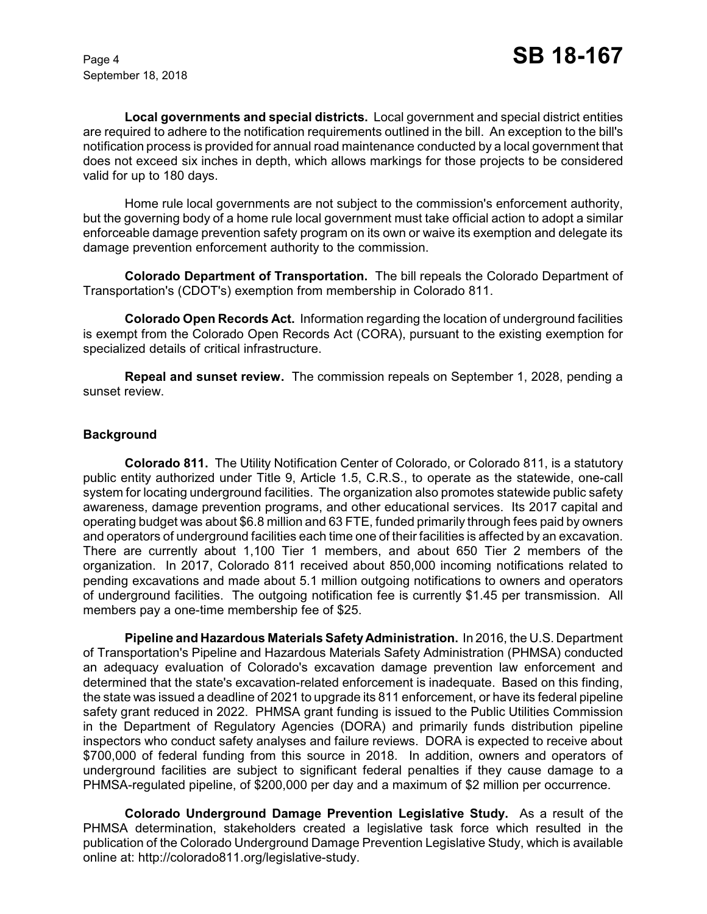**Local governments and special districts.** Local government and special district entities are required to adhere to the notification requirements outlined in the bill. An exception to the bill's notification process is provided for annual road maintenance conducted by a local government that does not exceed six inches in depth, which allows markings for those projects to be considered valid for up to 180 days.

Home rule local governments are not subject to the commission's enforcement authority, but the governing body of a home rule local government must take official action to adopt a similar enforceable damage prevention safety program on its own or waive its exemption and delegate its damage prevention enforcement authority to the commission.

**Colorado Department of Transportation.** The bill repeals the Colorado Department of Transportation's (CDOT's) exemption from membership in Colorado 811.

**Colorado Open Records Act.** Information regarding the location of underground facilities is exempt from the Colorado Open Records Act (CORA), pursuant to the existing exemption for specialized details of critical infrastructure.

**Repeal and sunset review.** The commission repeals on September 1, 2028, pending a sunset review.

## Background

**Colorado 811.** The Utility Notification Center of Colorado, or Colorado 811, is a statutory public entity authorized under Title 9, Article 1.5, C.R.S., to operate as the statewide, one-call system for locating underground facilities. The organization also promotes statewide public safety awareness, damage prevention programs, and other educational services. Its 2017 capital and operating budget was about $6.8 million and 63 FTE, funded primarily through fees paid by owners and operators of underground facilities each time one of their facilities is affected by an excavation. There are currently about 1,100 Tier 1 members, and about 650 Tier 2 members of the organization. In 2017, Colorado 811 received about 850,000 incoming notifications related to pending excavations and made about 5.1 million outgoing notifications to owners and operators of underground facilities. The outgoing notification fee is currently $1.45 per transmission. All members pay a one-time membership fee of $25.

**Pipeline and Hazardous Materials Safety Administration.** In 2016, the U.S. Department of Transportation's Pipeline and Hazardous Materials Safety Administration (PHMSA) conducted an adequacy evaluation of Colorado's excavation damage prevention law enforcement and determined that the state's excavation-related enforcement is inadequate. Based on this finding, the state was issued a deadline of 2021 to upgrade its 811 enforcement, or have its federal pipeline safety grant reduced in 2022. PHMSA grant funding is issued to the Public Utilities Commission in the Department of Regulatory Agencies (DORA) and primarily funds distribution pipeline inspectors who conduct safety analyses and failure reviews. DORA is expected to receive about $700,000 of federal funding from this source in 2018. In addition, owners and operators of underground facilities are subject to significant federal penalties if they cause damage to a PHMSA-regulated pipeline, of $200,000 per day and a maximum of $2 million per occurrence.

**Colorado Underground Damage Prevention Legislative Study.** As a result of the PHMSA determination, stakeholders created a legislative task force which resulted in the publication of the Colorado Underground Damage Prevention Legislative Study, which is available online at: http://colorado811.org/legislative-study.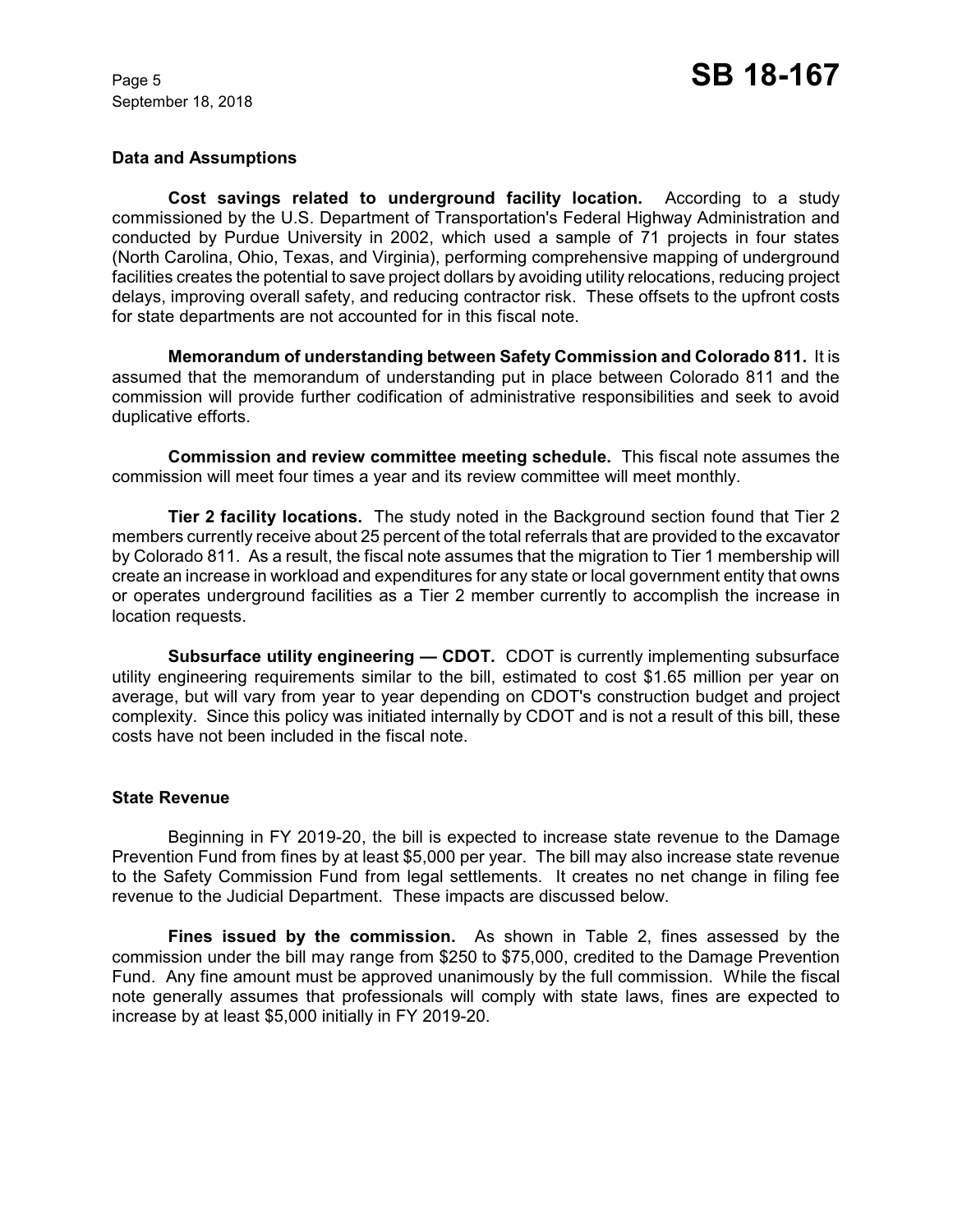## Data and Assumptions

**Cost savings related to underground facility location.** According to a study commissioned by the U.S. Department of Transportation's Federal Highway Administration and conducted by Purdue University in 2002, which used a sample of 71 projects in four states (North Carolina, Ohio, Texas, and Virginia), performing comprehensive mapping of underground facilities creates the potential to save project dollars by avoiding utility relocations, reducing project delays, improving overall safety, and reducing contractor risk. These offsets to the upfront costs for state departments are not accounted for in this fiscal note.

**Memorandum of understanding between Safety Commission and Colorado 811.** It is assumed that the memorandum of understanding put in place between Colorado 811 and the commission will provide further codification of administrative responsibilities and seek to avoid duplicative efforts.

**Commission and review committee meeting schedule.** This fiscal note assumes the commission will meet four times a year and its review committee will meet monthly.

**Tier 2 facility locations.** The study noted in the Background section found that Tier 2 members currently receive about 25 percent of the total referrals that are provided to the excavator by Colorado 811. As a result, the fiscal note assumes that the migration to Tier 1 membership will create an increase in workload and expenditures for any state or local government entity that owns or operates underground facilities as a Tier 2 member currently to accomplish the increase in location requests.

**Subsurface utility engineering — CDOT.** CDOT is currently implementing subsurface utility engineering requirements similar to the bill, estimated to cost $1.65 million per year on average, but will vary from year to year depending on CDOT's construction budget and project complexity. Since this policy was initiated internally by CDOT and is not a result of this bill, these costs have not been included in the fiscal note.

## State Revenue

Beginning in FY 2019-20, the bill is expected to increase state revenue to the Damage Prevention Fund from fines by at least $5,000 per year. The bill may also increase state revenue to the Safety Commission Fund from legal settlements. It creates no net change in filing fee revenue to the Judicial Department. These impacts are discussed below.

**Fines issued by the commission.** As shown in Table 2, fines assessed by the commission under the bill may range from $250 to $75,000, credited to the Damage Prevention Fund. Any fine amount must be approved unanimously by the full commission. While the fiscal note generally assumes that professionals will comply with state laws, fines are expected to increase by at least $5,000 initially in FY 2019-20.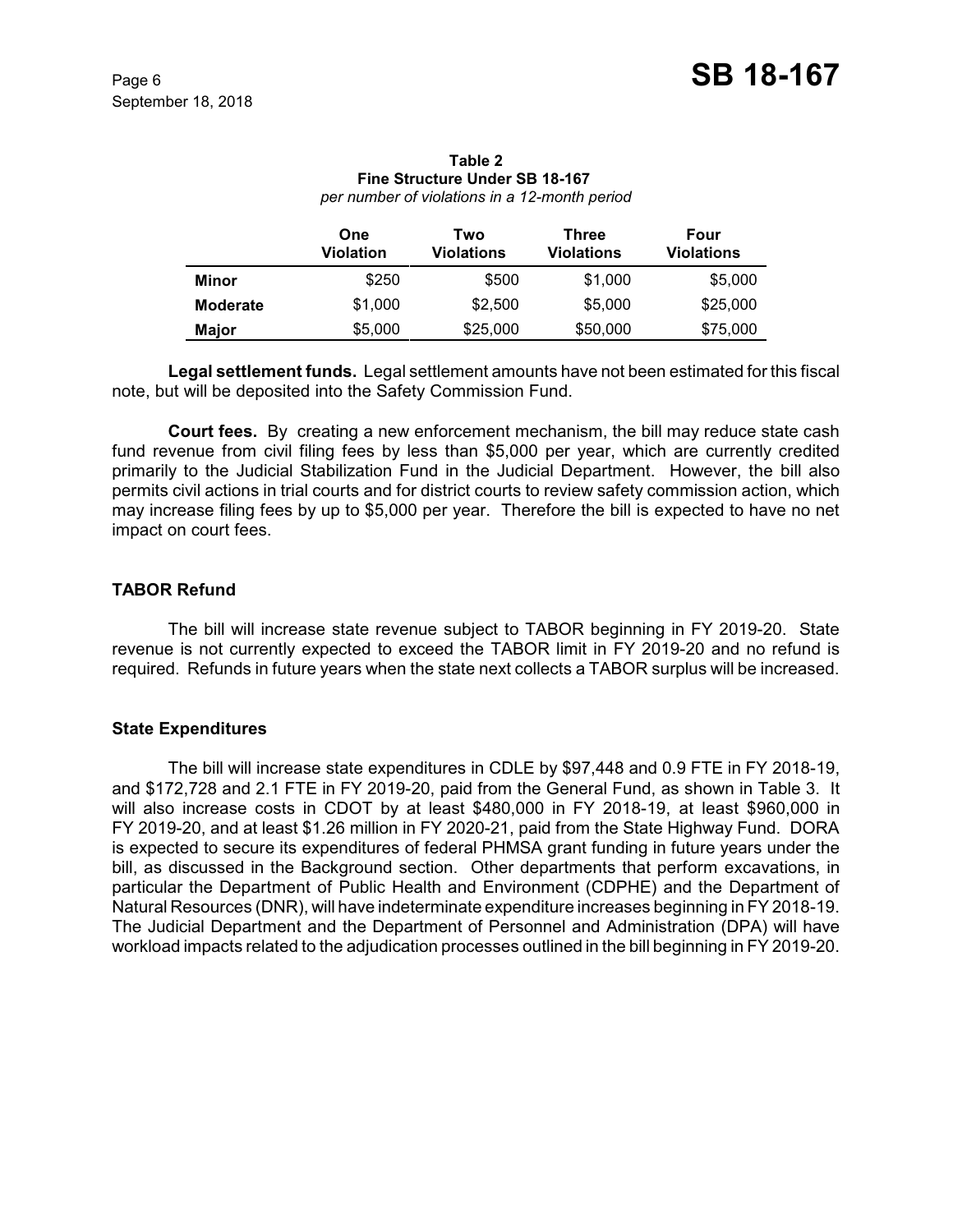**Table 2**
**Fine Structure Under SB 18-167**
*per number of violations in a 12-month period*

| | One Violation | Two Violations | Three Violations | Four Violations |
|---|---|---|---|---|
| **Minor** | $250 | $500 | $1,000 | $5,000 |
| **Moderate** | $1,000 | $2,500 | $5,000 | $25,000 |
| **Major** | $5,000 | $25,000 | $50,000 | $75,000 |

**Legal settlement funds.** Legal settlement amounts have not been estimated for this fiscal note, but will be deposited into the Safety Commission Fund.

**Court fees.** By creating a new enforcement mechanism, the bill may reduce state cash fund revenue from civil filing fees by less than $5,000 per year, which are currently credited primarily to the Judicial Stabilization Fund in the Judicial Department. However, the bill also permits civil actions in trial courts and for district courts to review safety commission action, which may increase filing fees by up to $5,000 per year. Therefore the bill is expected to have no net impact on court fees.

### TABOR Refund

The bill will increase state revenue subject to TABOR beginning in FY 2019-20. State revenue is not currently expected to exceed the TABOR limit in FY 2019-20 and no refund is required. Refunds in future years when the state next collects a TABOR surplus will be increased.

### State Expenditures

The bill will increase state expenditures in CDLE by $97,448 and 0.9 FTE in FY 2018-19, and $172,728 and 2.1 FTE in FY 2019-20, paid from the General Fund, as shown in Table 3. It will also increase costs in CDOT by at least $480,000 in FY 2018-19, at least $960,000 in FY 2019-20, and at least $1.26 million in FY 2020-21, paid from the State Highway Fund. DORA is expected to secure its expenditures of federal PHMSA grant funding in future years under the bill, as discussed in the Background section. Other departments that perform excavations, in particular the Department of Public Health and Environment (CDPHE) and the Department of Natural Resources (DNR), will have indeterminate expenditure increases beginning in FY 2018-19. The Judicial Department and the Department of Personnel and Administration (DPA) will have workload impacts related to the adjudication processes outlined in the bill beginning in FY 2019-20.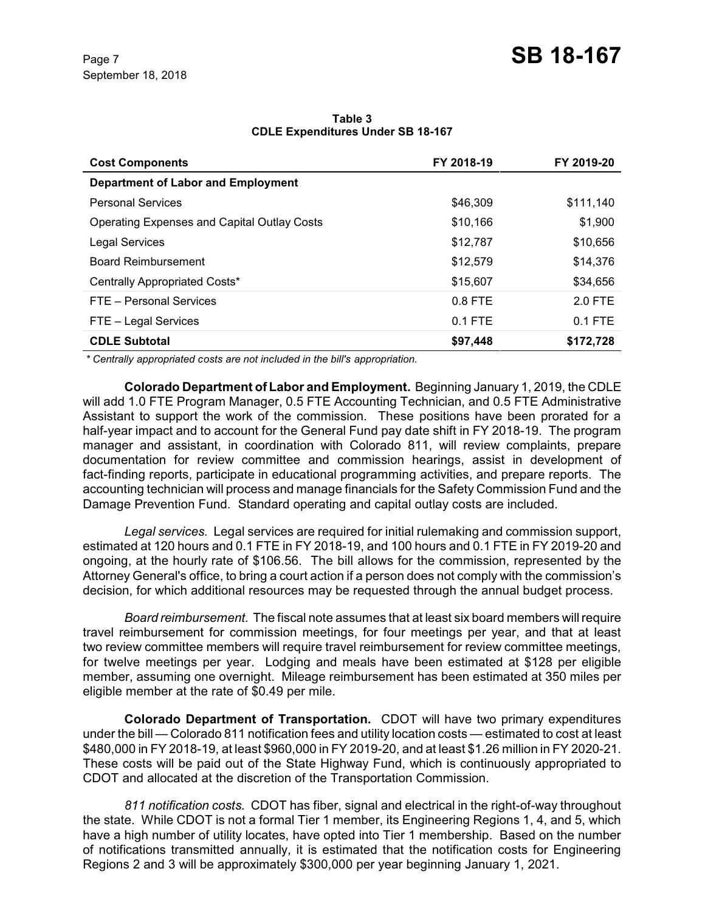**Table 3**
**CDLE Expenditures Under SB 18-167**

| Cost Components | FY 2018-19 | FY 2019-20 |
|---|---|---|
| **Department of Labor and Employment** | | |
| Personal Services | $46,309 | $111,140 |
| Operating Expenses and Capital Outlay Costs | $10,166 | $1,900 |
| Legal Services | $12,787 | $10,656 |
| Board Reimbursement | $12,579 | $14,376 |
| Centrally Appropriated Costs* | $15,607 | $34,656 |
| FTE – Personal Services | 0.8 FTE | 2.0 FTE |
| FTE – Legal Services | 0.1 FTE | 0.1 FTE |
| **CDLE Subtotal** | **$97,448** | **$172,728** |

*\* Centrally appropriated costs are not included in the bill's appropriation.*

**Colorado Department of Labor and Employment.** Beginning January 1, 2019, the CDLE will add 1.0 FTE Program Manager, 0.5 FTE Accounting Technician, and 0.5 FTE Administrative Assistant to support the work of the commission. These positions have been prorated for a half-year impact and to account for the General Fund pay date shift in FY 2018-19. The program manager and assistant, in coordination with Colorado 811, will review complaints, prepare documentation for review committee and commission hearings, assist in development of fact-finding reports, participate in educational programming activities, and prepare reports. The accounting technician will process and manage financials for the Safety Commission Fund and the Damage Prevention Fund. Standard operating and capital outlay costs are included.

*Legal services.* Legal services are required for initial rulemaking and commission support, estimated at 120 hours and 0.1 FTE in FY 2018-19, and 100 hours and 0.1 FTE in FY 2019-20 and ongoing, at the hourly rate of $106.56. The bill allows for the commission, represented by the Attorney General's office, to bring a court action if a person does not comply with the commission's decision, for which additional resources may be requested through the annual budget process.

*Board reimbursement.* The fiscal note assumes that at least six board members will require travel reimbursement for commission meetings, for four meetings per year, and that at least two review committee members will require travel reimbursement for review committee meetings, for twelve meetings per year. Lodging and meals have been estimated at $128 per eligible member, assuming one overnight. Mileage reimbursement has been estimated at 350 miles per eligible member at the rate of $0.49 per mile.

**Colorado Department of Transportation.** CDOT will have two primary expenditures under the bill — Colorado 811 notification fees and utility location costs — estimated to cost at least $480,000 in FY 2018-19, at least $960,000 in FY 2019-20, and at least $1.26 million in FY 2020-21. These costs will be paid out of the State Highway Fund, which is continuously appropriated to CDOT and allocated at the discretion of the Transportation Commission.

*811 notification costs.* CDOT has fiber, signal and electrical in the right-of-way throughout the state. While CDOT is not a formal Tier 1 member, its Engineering Regions 1, 4, and 5, which have a high number of utility locates, have opted into Tier 1 membership. Based on the number of notifications transmitted annually, it is estimated that the notification costs for Engineering Regions 2 and 3 will be approximately $300,000 per year beginning January 1, 2021.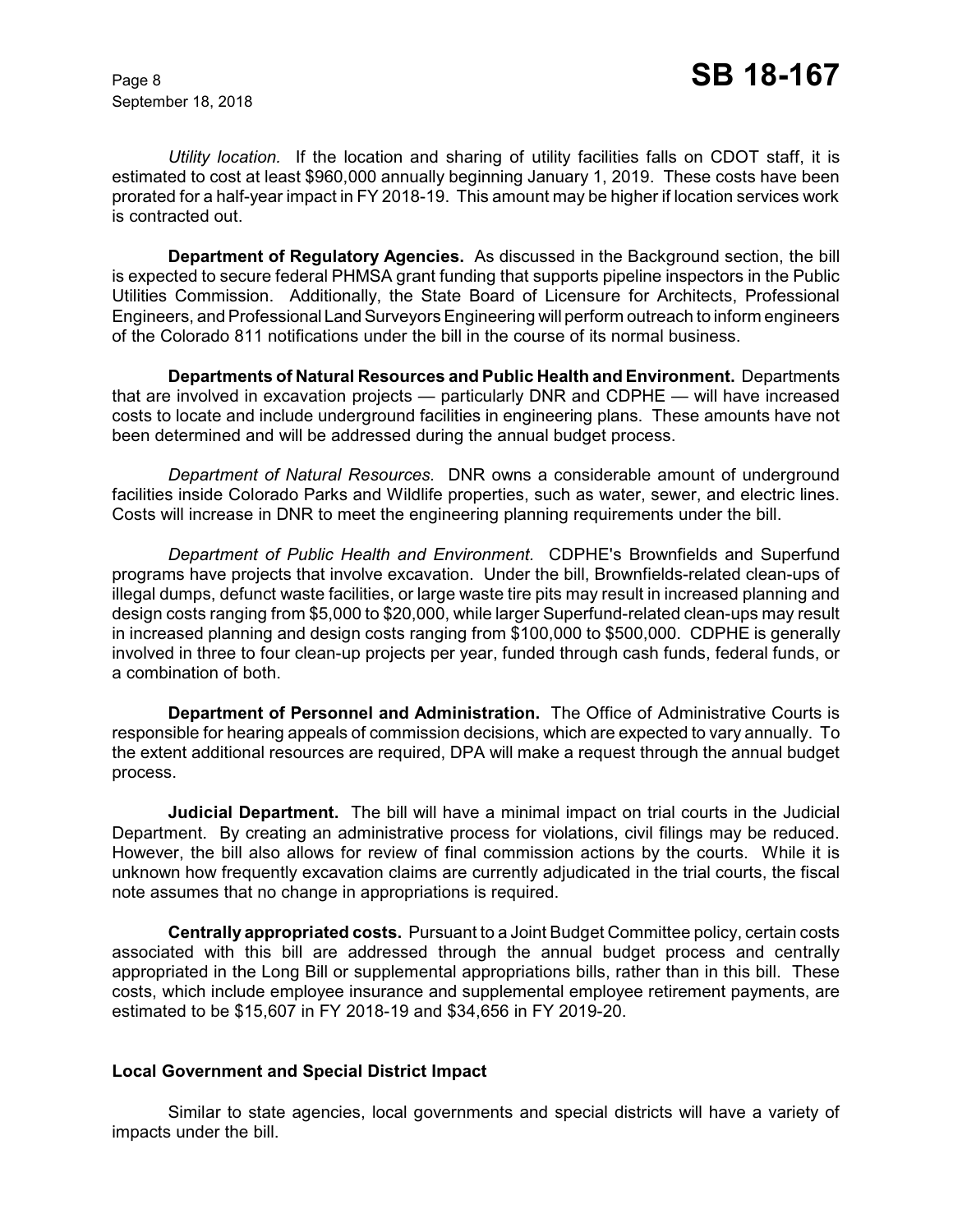*Utility location.* If the location and sharing of utility facilities falls on CDOT staff, it is estimated to cost at least $960,000 annually beginning January 1, 2019. These costs have been prorated for a half-year impact in FY 2018-19. This amount may be higher if location services work is contracted out.

**Department of Regulatory Agencies.** As discussed in the Background section, the bill is expected to secure federal PHMSA grant funding that supports pipeline inspectors in the Public Utilities Commission. Additionally, the State Board of Licensure for Architects, Professional Engineers, and Professional Land Surveyors Engineering will perform outreach to inform engineers of the Colorado 811 notifications under the bill in the course of its normal business.

**Departments of Natural Resources and Public Health and Environment.** Departments that are involved in excavation projects — particularly DNR and CDPHE — will have increased costs to locate and include underground facilities in engineering plans. These amounts have not been determined and will be addressed during the annual budget process.

*Department of Natural Resources.* DNR owns a considerable amount of underground facilities inside Colorado Parks and Wildlife properties, such as water, sewer, and electric lines. Costs will increase in DNR to meet the engineering planning requirements under the bill.

*Department of Public Health and Environment.* CDPHE's Brownfields and Superfund programs have projects that involve excavation. Under the bill, Brownfields-related clean-ups of illegal dumps, defunct waste facilities, or large waste tire pits may result in increased planning and design costs ranging from $5,000 to $20,000, while larger Superfund-related clean-ups may result in increased planning and design costs ranging from $100,000 to $500,000. CDPHE is generally involved in three to four clean-up projects per year, funded through cash funds, federal funds, or a combination of both.

**Department of Personnel and Administration.** The Office of Administrative Courts is responsible for hearing appeals of commission decisions, which are expected to vary annually. To the extent additional resources are required, DPA will make a request through the annual budget process.

**Judicial Department.** The bill will have a minimal impact on trial courts in the Judicial Department. By creating an administrative process for violations, civil filings may be reduced. However, the bill also allows for review of final commission actions by the courts. While it is unknown how frequently excavation claims are currently adjudicated in the trial courts, the fiscal note assumes that no change in appropriations is required.

**Centrally appropriated costs.** Pursuant to a Joint Budget Committee policy, certain costs associated with this bill are addressed through the annual budget process and centrally appropriated in the Long Bill or supplemental appropriations bills, rather than in this bill. These costs, which include employee insurance and supplemental employee retirement payments, are estimated to be $15,607 in FY 2018-19 and $34,656 in FY 2019-20.

## Local Government and Special District Impact

Similar to state agencies, local governments and special districts will have a variety of impacts under the bill.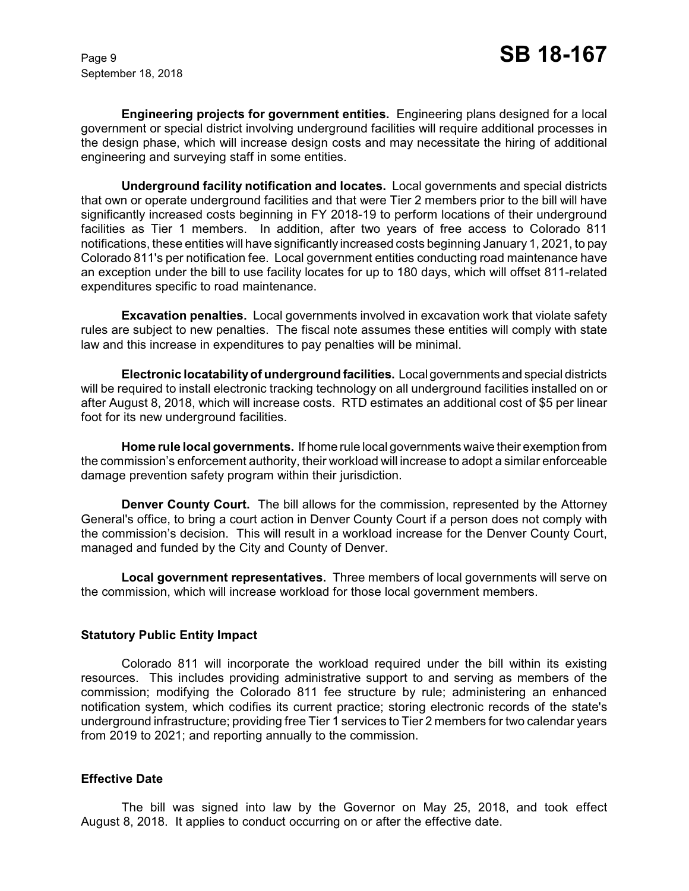**Engineering projects for government entities.** Engineering plans designed for a local government or special district involving underground facilities will require additional processes in the design phase, which will increase design costs and may necessitate the hiring of additional engineering and surveying staff in some entities.

**Underground facility notification and locates.** Local governments and special districts that own or operate underground facilities and that were Tier 2 members prior to the bill will have significantly increased costs beginning in FY 2018-19 to perform locations of their underground facilities as Tier 1 members. In addition, after two years of free access to Colorado 811 notifications, these entities will have significantly increased costs beginning January 1, 2021, to pay Colorado 811's per notification fee. Local government entities conducting road maintenance have an exception under the bill to use facility locates for up to 180 days, which will offset 811-related expenditures specific to road maintenance.

**Excavation penalties.** Local governments involved in excavation work that violate safety rules are subject to new penalties. The fiscal note assumes these entities will comply with state law and this increase in expenditures to pay penalties will be minimal.

**Electronic locatability of underground facilities.** Local governments and special districts will be required to install electronic tracking technology on all underground facilities installed on or after August 8, 2018, which will increase costs. RTD estimates an additional cost of $5 per linear foot for its new underground facilities.

**Home rule local governments.** If home rule local governments waive their exemption from the commission's enforcement authority, their workload will increase to adopt a similar enforceable damage prevention safety program within their jurisdiction.

**Denver County Court.** The bill allows for the commission, represented by the Attorney General's office, to bring a court action in Denver County Court if a person does not comply with the commission's decision. This will result in a workload increase for the Denver County Court, managed and funded by the City and County of Denver.

**Local government representatives.** Three members of local governments will serve on the commission, which will increase workload for those local government members.

### Statutory Public Entity Impact

Colorado 811 will incorporate the workload required under the bill within its existing resources. This includes providing administrative support to and serving as members of the commission; modifying the Colorado 811 fee structure by rule; administering an enhanced notification system, which codifies its current practice; storing electronic records of the state's underground infrastructure; providing free Tier 1 services to Tier 2 members for two calendar years from 2019 to 2021; and reporting annually to the commission.

### Effective Date

The bill was signed into law by the Governor on May 25, 2018, and took effect August 8, 2018. It applies to conduct occurring on or after the effective date.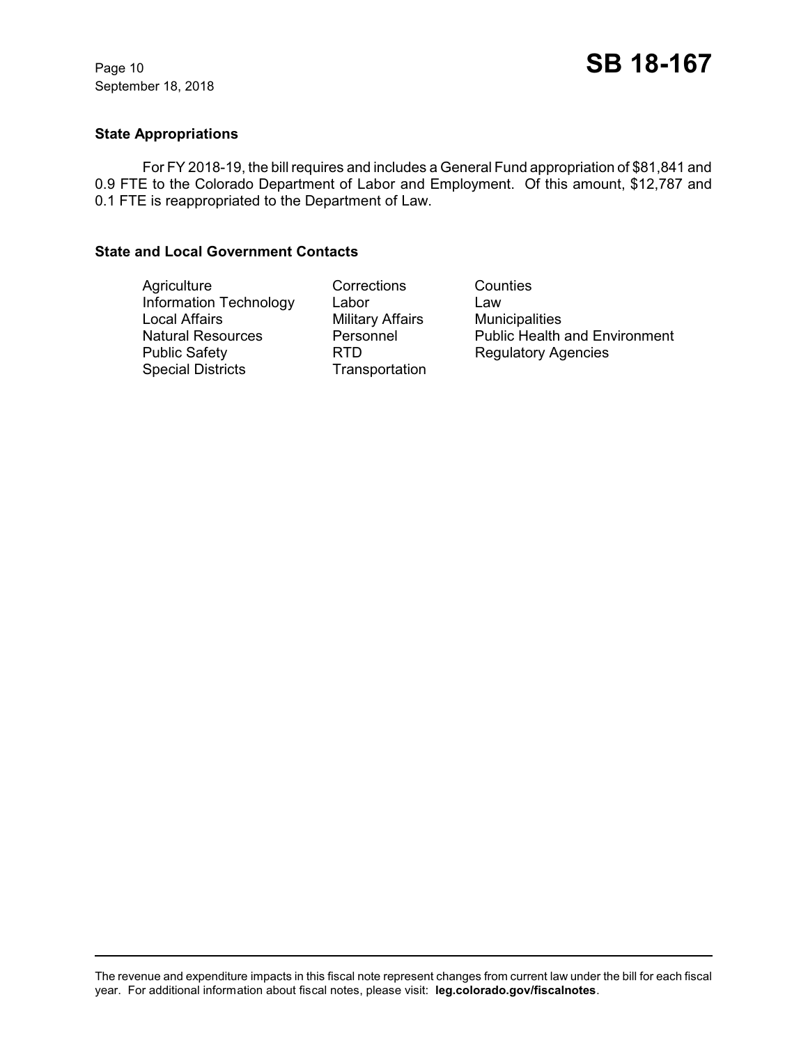### State Appropriations

For FY 2018-19, the bill requires and includes a General Fund appropriation of $81,841 and 0.9 FTE to the Colorado Department of Labor and Employment. Of this amount, $12,787 and 0.1 FTE is reappropriated to the Department of Law.

### State and Local Government Contacts

| | | |
|---|---|---|
| Agriculture | Corrections | Counties |
| Information Technology | Labor | Law |
| Local Affairs | Military Affairs | Municipalities |
| Natural Resources | Personnel | Public Health and Environment |
| Public Safety | RTD | Regulatory Agencies |
| Special Districts | Transportation | |

The revenue and expenditure impacts in this fiscal note represent changes from current law under the bill for each fiscal year. For additional information about fiscal notes, please visit: **leg.colorado.gov/fiscalnotes**.